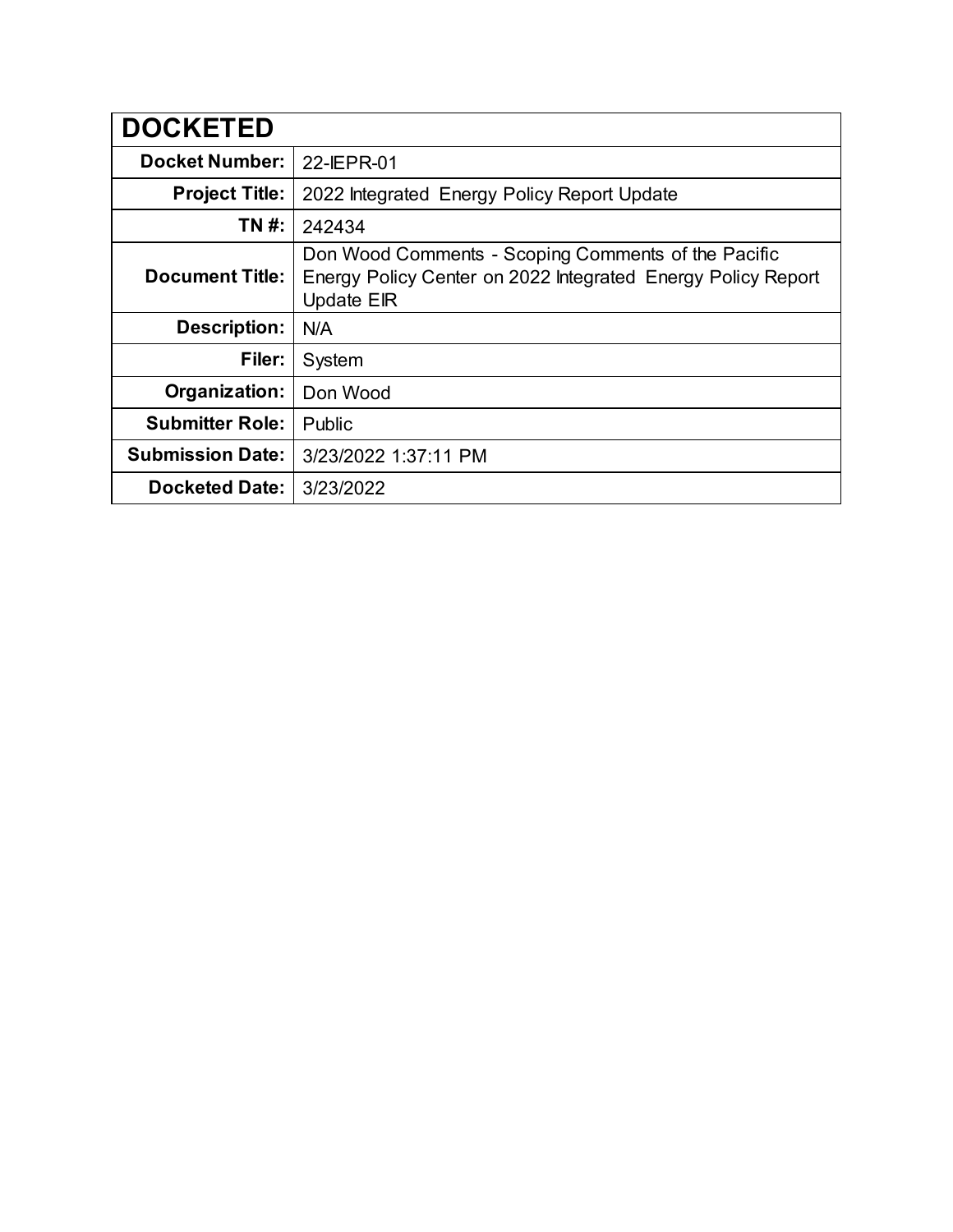| DOCKETED | |
|---|---|
| **Docket Number:** | 22-IEPR-01 |
| **Project Title:** | 2022 Integrated Energy Policy Report Update |
| **TN #:** | 242434 |
| **Document Title:** | Don Wood Comments - Scoping Comments of the Pacific Energy Policy Center on 2022 Integrated Energy Policy Report Update EIR |
| **Description:** | N/A |
| **Filer:** | System |
| **Organization:** | Don Wood |
| **Submitter Role:** | Public |
| **Submission Date:** | 3/23/2022 1:37:11 PM |
| **Docketed Date:** | 3/23/2022 |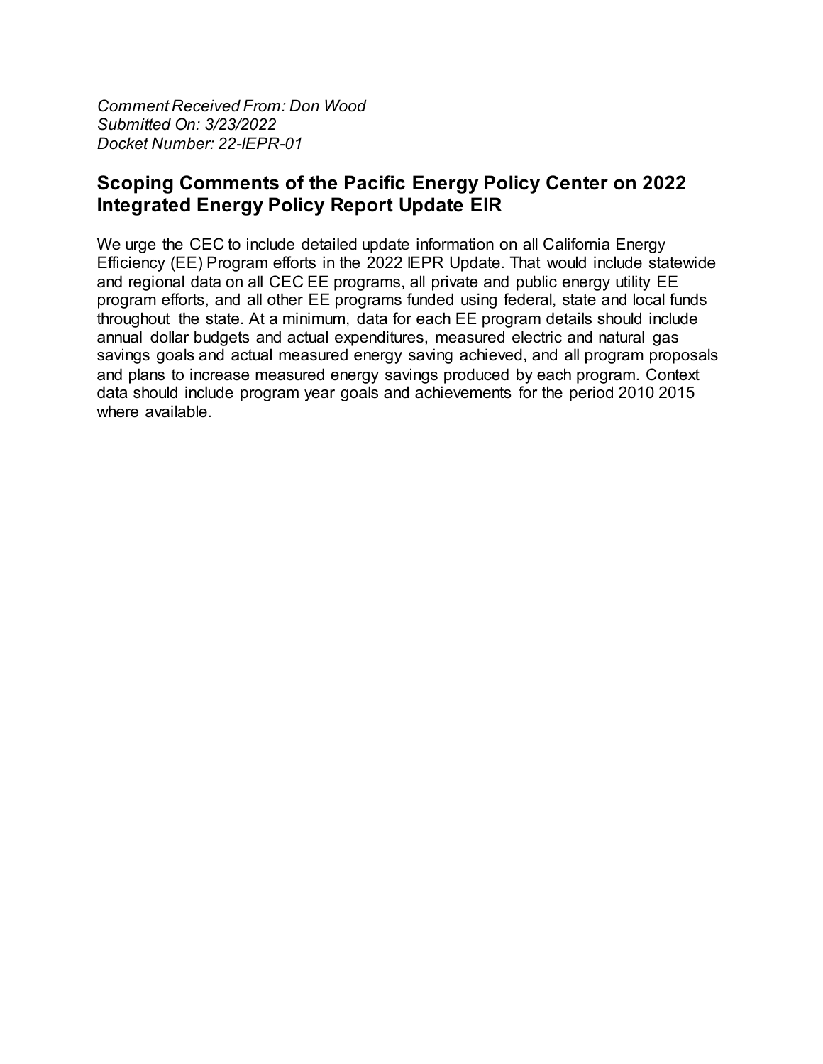*Comment Received From: Don Wood*
*Submitted On: 3/23/2022*
*Docket Number: 22-IEPR-01*

## Scoping Comments of the Pacific Energy Policy Center on 2022 Integrated Energy Policy Report Update EIR

We urge the CEC to include detailed update information on all California Energy Efficiency (EE) Program efforts in the 2022 IEPR Update. That would include statewide and regional data on all CEC EE programs, all private and public energy utility EE program efforts, and all other EE programs funded using federal, state and local funds throughout the state. At a minimum, data for each EE program details should include annual dollar budgets and actual expenditures, measured electric and natural gas savings goals and actual measured energy saving achieved, and all program proposals and plans to increase measured energy savings produced by each program. Context data should include program year goals and achievements for the period 2010 2015 where available.